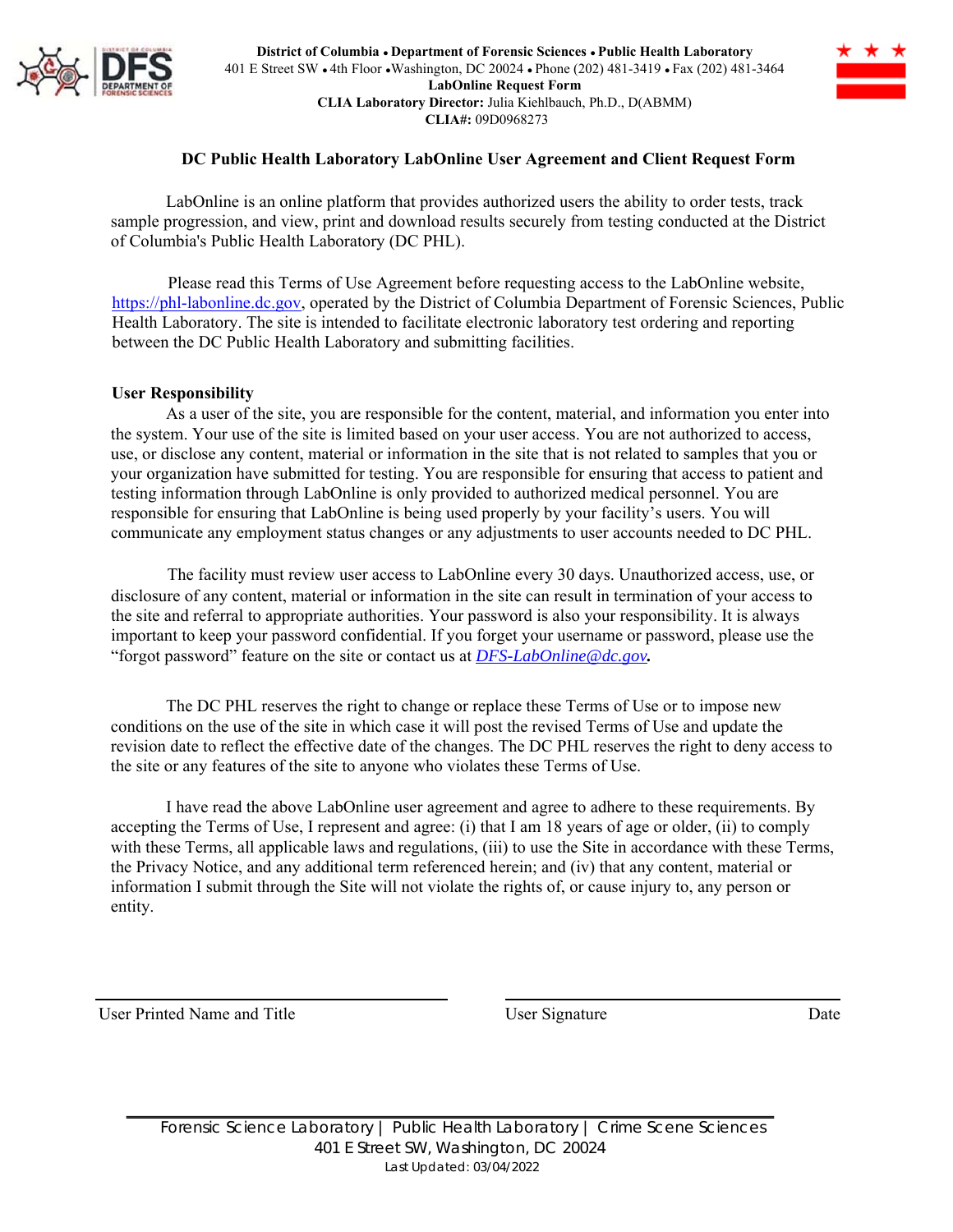**District of Columbia • Department of Forensic Sciences • Public Health Laboratory**
401 E Street SW • 4th Floor • Washington, DC 20024 • Phone (202) 481-3419 • Fax (202) 481-3464
**LabOnline Request Form**
**CLIA Laboratory Director:** Julia Kiehlbauch, Ph.D., D(ABMM)
**CLIA#:** 09D0968273

## DC Public Health Laboratory LabOnline User Agreement and Client Request Form

LabOnline is an online platform that provides authorized users the ability to order tests, track sample progression, and view, print and download results securely from testing conducted at the District of Columbia's Public Health Laboratory (DC PHL).

Please read this Terms of Use Agreement before requesting access to the LabOnline website, https://phl-labonline.dc.gov, operated by the District of Columbia Department of Forensic Sciences, Public Health Laboratory. The site is intended to facilitate electronic laboratory test ordering and reporting between the DC Public Health Laboratory and submitting facilities.

**User Responsibility**

As a user of the site, you are responsible for the content, material, and information you enter into the system. Your use of the site is limited based on your user access. You are not authorized to access, use, or disclose any content, material or information in the site that is not related to samples that you or your organization have submitted for testing. You are responsible for ensuring that access to patient and testing information through LabOnline is only provided to authorized medical personnel. You are responsible for ensuring that LabOnline is being used properly by your facility's users. You will communicate any employment status changes or any adjustments to user accounts needed to DC PHL.

The facility must review user access to LabOnline every 30 days. Unauthorized access, use, or disclosure of any content, material or information in the site can result in termination of your access to the site and referral to appropriate authorities. Your password is also your responsibility. It is always important to keep your password confidential. If you forget your username or password, please use the "forgot password" feature on the site or contact us at ***DFS-LabOnline@dc.gov.***

The DC PHL reserves the right to change or replace these Terms of Use or to impose new conditions on the use of the site in which case it will post the revised Terms of Use and update the revision date to reflect the effective date of the changes. The DC PHL reserves the right to deny access to the site or any features of the site to anyone who violates these Terms of Use.

I have read the above LabOnline user agreement and agree to adhere to these requirements. By accepting the Terms of Use, I represent and agree: (i) that I am 18 years of age or older, (ii) to comply with these Terms, all applicable laws and regulations, (iii) to use the Site in accordance with these Terms, the Privacy Notice, and any additional term referenced herein; and (iv) that any content, material or information I submit through the Site will not violate the rights of, or cause injury to, any person or entity.

\_\_\_\_\_\_\_\_\_\_\_\_\_\_\_\_\_\_\_\_\_\_\_\_\_\_\_\_\_\_ \_\_\_\_\_\_\_\_\_\_\_\_\_\_\_\_\_\_\_\_\_\_\_\_\_\_\_\_\_\_

User Printed Name and Title User Signature Date

Forensic Science Laboratory | Public Health Laboratory | Crime Scene Sciences
401 E Street SW, Washington, DC 20024
Last Updated: 03/04/2022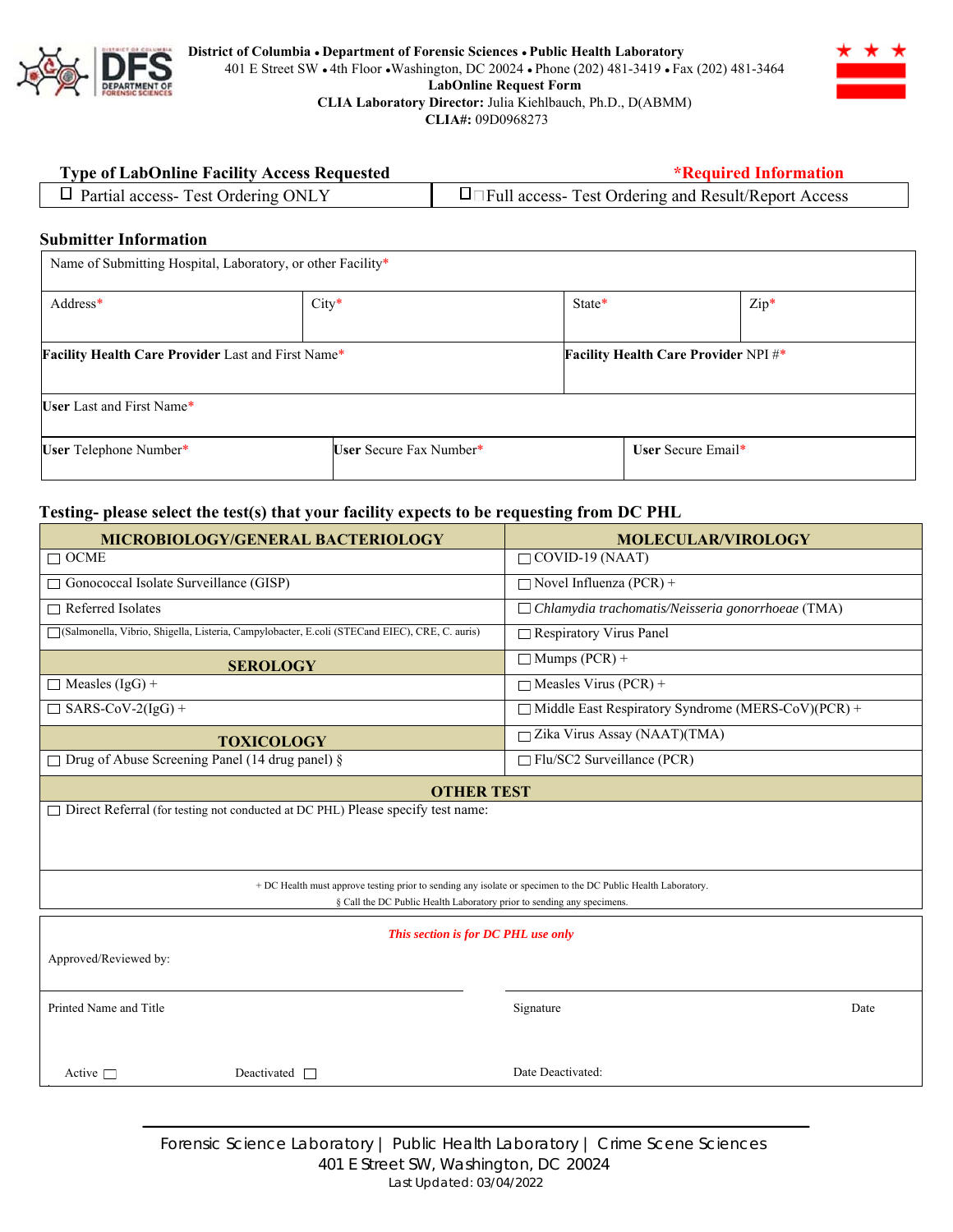District of Columbia • Department of Forensic Sciences • Public Health Laboratory
401 E Street SW • 4th Floor • Washington, DC 20024 • Phone (202) 481-3419 • Fax (202) 481-3464
**LabOnline Request Form**
**CLIA Laboratory Director:** Julia Kiehlbauch, Ph.D., D(ABMM)
**CLIA#:** 09D0968273

## Type of LabOnline Facility Access Requested

*Required Information

| | |
|---|---|
| ☐ Partial access- Test Ordering ONLY | ☐ Full access- Test Ordering and Result/Report Access |

## Submitter Information

| | | | |
|---|---|---|---|
| Name of Submitting Hospital, Laboratory, or other Facility* | | | |
| Address* | City* | State* | Zip* |
| **Facility Health Care Provider** Last and First Name* | | **Facility Health Care Provider** NPI #* | |
| **User** Last and First Name* | | | |
| **User** Telephone Number* | **User** Secure Fax Number* | **User** Secure Email* | |

## Testing- please select the test(s) that your facility expects to be requesting from DC PHL

| MICROBIOLOGY/GENERAL BACTERIOLOGY | MOLECULAR/VIROLOGY |
|---|---|
| ☐ OCME | ☐ COVID-19 (NAAT) |
| ☐ Gonococcal Isolate Surveillance (GISP) | ☐ Novel Influenza (PCR) + |
| ☐ Referred Isolates | ☐ *Chlamydia trachomatis/Neisseria gonorrhoeae* (TMA) |
| ☐ (Salmonella, Vibrio, Shigella, Listeria, Campylobacter, E.coli (STECand EIEC), CRE, C. auris) | ☐ Respiratory Virus Panel |
| **SEROLOGY** | ☐ Mumps (PCR) + |
| ☐ Measles (IgG) + | ☐ Measles Virus (PCR) + |
| ☐ SARS-CoV-2(IgG) + | ☐ Middle East Respiratory Syndrome (MERS-CoV)(PCR) + |
| **TOXICOLOGY** | ☐ Zika Virus Assay (NAAT)(TMA) |
| ☐ Drug of Abuse Screening Panel (14 drug panel) § | ☐ Flu/SC2 Surveillance (PCR) |

**OTHER TEST**

☐ Direct Referral (for testing not conducted at DC PHL) Please specify test name:

+ DC Health must approve testing prior to sending any isolate or specimen to the DC Public Health Laboratory.
§ Call the DC Public Health Laboratory prior to sending any specimens.

*This section is for DC PHL use only*

Approved/Reviewed by:

Printed Name and Title | Signature | Date

Active ☐ Deactivated ☐ Date Deactivated:

Forensic Science Laboratory | Public Health Laboratory | Crime Scene Sciences
401 E Street SW, Washington, DC 20024
Last Updated: 03/04/2022